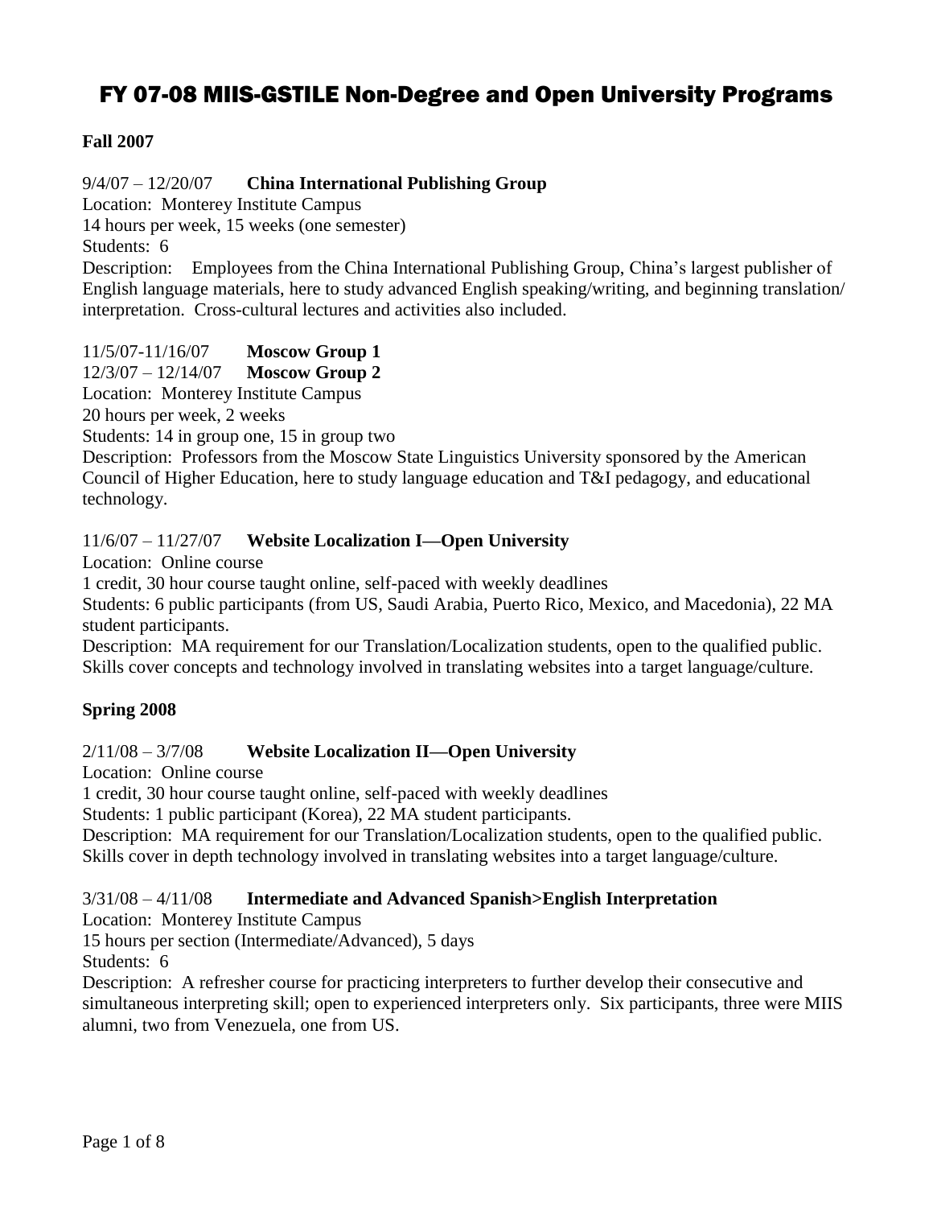# FY 07-08 MIIS-GSTILE Non-Degree and Open University Programs

**Fall 2007**

9/4/07 – 12/20/07 **China International Publishing Group**
Location: Monterey Institute Campus
14 hours per week, 15 weeks (one semester)
Students: 6
Description: Employees from the China International Publishing Group, China's largest publisher of English language materials, here to study advanced English speaking/writing, and beginning translation/ interpretation. Cross-cultural lectures and activities also included.

11/5/07-11/16/07 **Moscow Group 1**
12/3/07 – 12/14/07 **Moscow Group 2**
Location: Monterey Institute Campus
20 hours per week, 2 weeks
Students: 14 in group one, 15 in group two
Description: Professors from the Moscow State Linguistics University sponsored by the American Council of Higher Education, here to study language education and T&I pedagogy, and educational technology.

11/6/07 – 11/27/07 **Website Localization I—Open University**
Location: Online course
1 credit, 30 hour course taught online, self-paced with weekly deadlines
Students: 6 public participants (from US, Saudi Arabia, Puerto Rico, Mexico, and Macedonia), 22 MA student participants.
Description: MA requirement for our Translation/Localization students, open to the qualified public. Skills cover concepts and technology involved in translating websites into a target language/culture.

**Spring 2008**

2/11/08 – 3/7/08 **Website Localization II—Open University**
Location: Online course
1 credit, 30 hour course taught online, self-paced with weekly deadlines
Students: 1 public participant (Korea), 22 MA student participants.
Description: MA requirement for our Translation/Localization students, open to the qualified public. Skills cover in depth technology involved in translating websites into a target language/culture.

3/31/08 – 4/11/08 **Intermediate and Advanced Spanish>English Interpretation**
Location: Monterey Institute Campus
15 hours per section (Intermediate/Advanced), 5 days
Students: 6
Description: A refresher course for practicing interpreters to further develop their consecutive and simultaneous interpreting skill; open to experienced interpreters only. Six participants, three were MIIS alumni, two from Venezuela, one from US.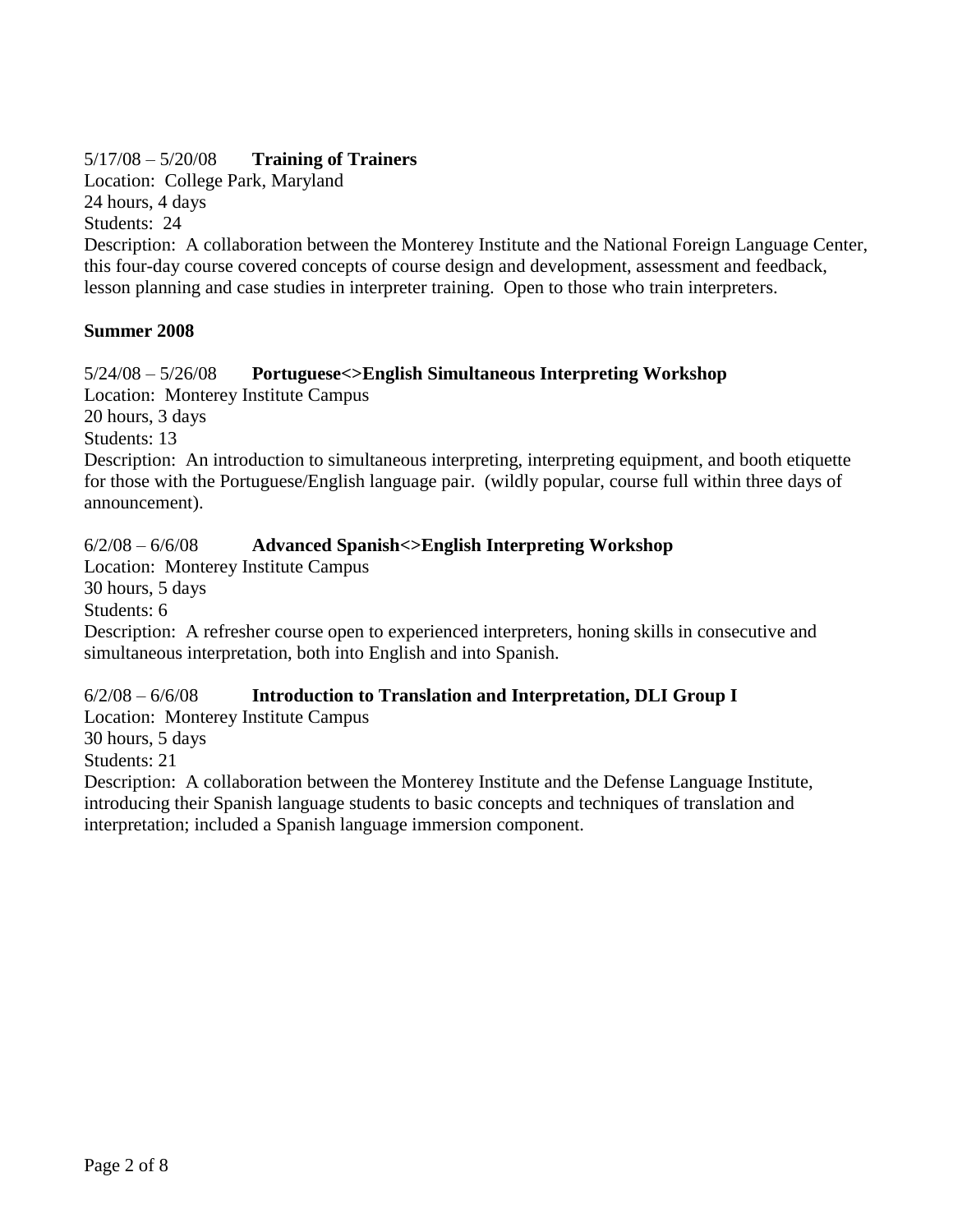5/17/08 – 5/20/08 **Training of Trainers**
Location: College Park, Maryland
24 hours, 4 days
Students: 24
Description: A collaboration between the Monterey Institute and the National Foreign Language Center, this four-day course covered concepts of course design and development, assessment and feedback, lesson planning and case studies in interpreter training. Open to those who train interpreters.

**Summer 2008**

5/24/08 – 5/26/08 **Portuguese<>English Simultaneous Interpreting Workshop**
Location: Monterey Institute Campus
20 hours, 3 days
Students: 13
Description: An introduction to simultaneous interpreting, interpreting equipment, and booth etiquette for those with the Portuguese/English language pair. (wildly popular, course full within three days of announcement).

6/2/08 – 6/6/08 **Advanced Spanish<>English Interpreting Workshop**
Location: Monterey Institute Campus
30 hours, 5 days
Students: 6
Description: A refresher course open to experienced interpreters, honing skills in consecutive and simultaneous interpretation, both into English and into Spanish.

6/2/08 – 6/6/08 **Introduction to Translation and Interpretation, DLI Group I**
Location: Monterey Institute Campus
30 hours, 5 days
Students: 21
Description: A collaboration between the Monterey Institute and the Defense Language Institute, introducing their Spanish language students to basic concepts and techniques of translation and interpretation; included a Spanish language immersion component.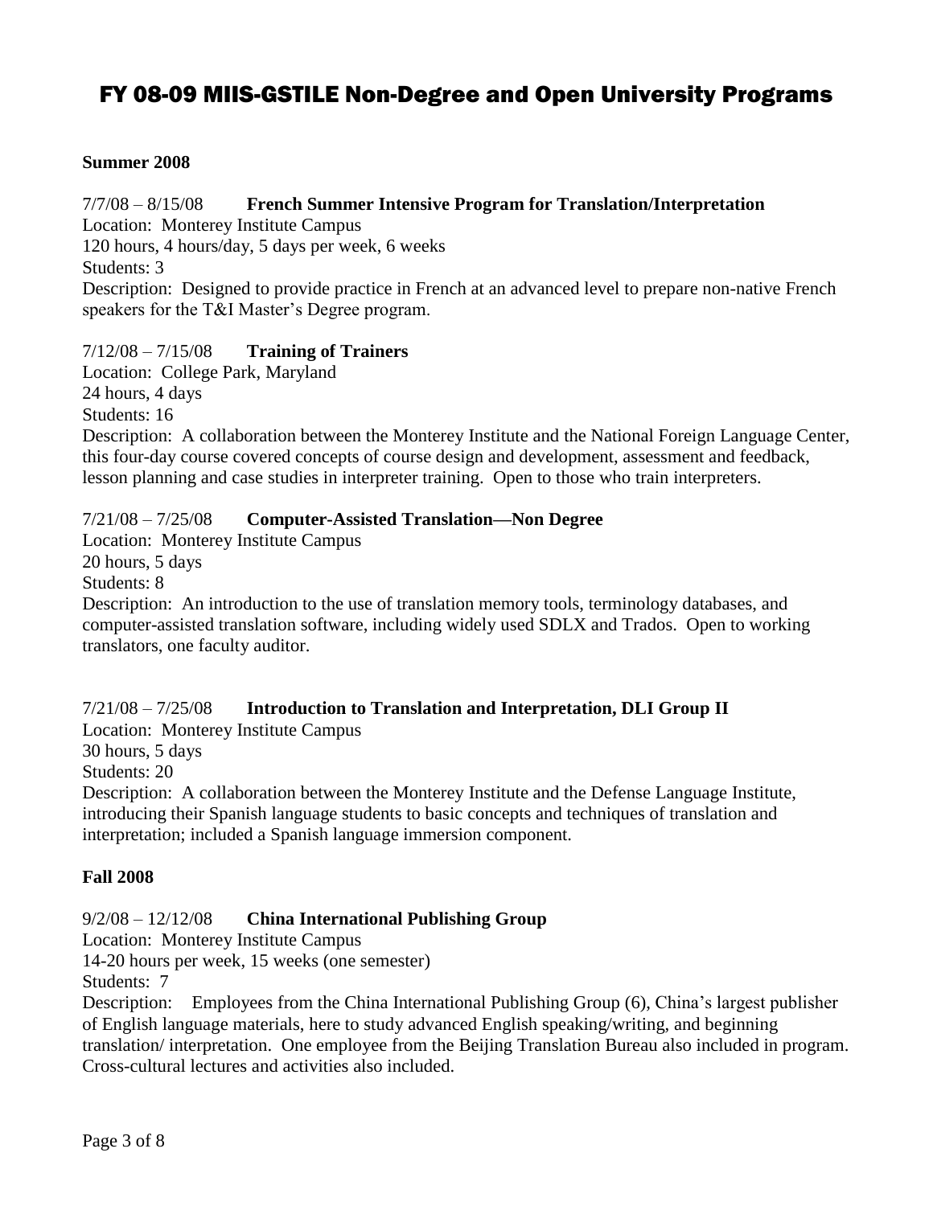# FY 08-09 MIIS-GSTILE Non-Degree and Open University Programs

**Summer 2008**

7/7/08 – 8/15/08 **French Summer Intensive Program for Translation/Interpretation**
Location: Monterey Institute Campus
120 hours, 4 hours/day, 5 days per week, 6 weeks
Students: 3
Description: Designed to provide practice in French at an advanced level to prepare non-native French speakers for the T&I Master's Degree program.

7/12/08 – 7/15/08 **Training of Trainers**
Location: College Park, Maryland
24 hours, 4 days
Students: 16
Description: A collaboration between the Monterey Institute and the National Foreign Language Center, this four-day course covered concepts of course design and development, assessment and feedback, lesson planning and case studies in interpreter training. Open to those who train interpreters.

7/21/08 – 7/25/08 **Computer-Assisted Translation—Non Degree**
Location: Monterey Institute Campus
20 hours, 5 days
Students: 8
Description: An introduction to the use of translation memory tools, terminology databases, and computer-assisted translation software, including widely used SDLX and Trados. Open to working translators, one faculty auditor.

7/21/08 – 7/25/08 **Introduction to Translation and Interpretation, DLI Group II**
Location: Monterey Institute Campus
30 hours, 5 days
Students: 20
Description: A collaboration between the Monterey Institute and the Defense Language Institute, introducing their Spanish language students to basic concepts and techniques of translation and interpretation; included a Spanish language immersion component.

**Fall 2008**

9/2/08 – 12/12/08 **China International Publishing Group**
Location: Monterey Institute Campus
14-20 hours per week, 15 weeks (one semester)
Students: 7
Description: Employees from the China International Publishing Group (6), China's largest publisher of English language materials, here to study advanced English speaking/writing, and beginning translation/ interpretation. One employee from the Beijing Translation Bureau also included in program. Cross-cultural lectures and activities also included.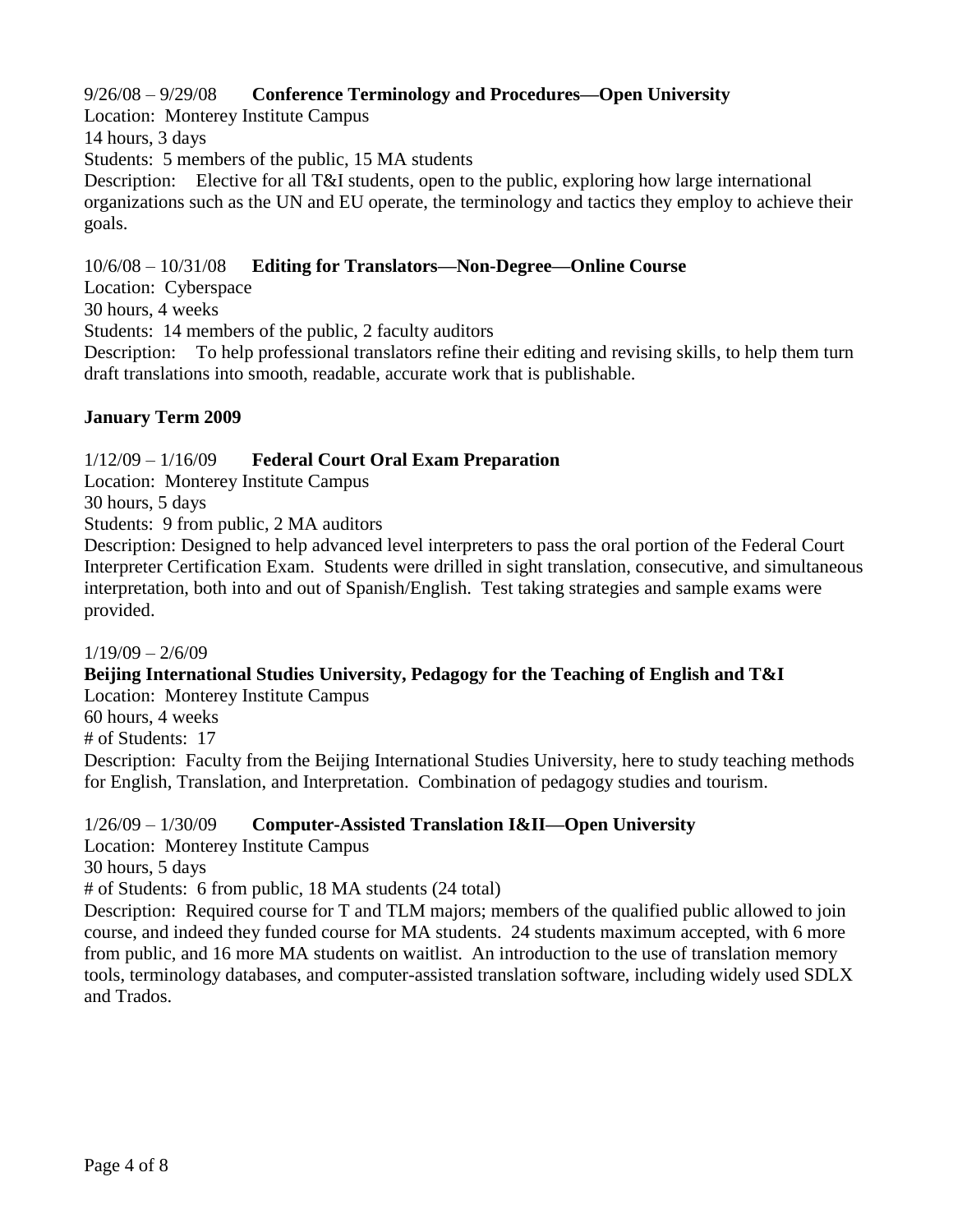9/26/08 – 9/29/08 **Conference Terminology and Procedures—Open University**

Location: Monterey Institute Campus

14 hours, 3 days

Students: 5 members of the public, 15 MA students

Description: Elective for all T&I students, open to the public, exploring how large international organizations such as the UN and EU operate, the terminology and tactics they employ to achieve their goals.

10/6/08 – 10/31/08 **Editing for Translators—Non-Degree—Online Course**

Location: Cyberspace

30 hours, 4 weeks

Students: 14 members of the public, 2 faculty auditors

Description: To help professional translators refine their editing and revising skills, to help them turn draft translations into smooth, readable, accurate work that is publishable.

**January Term 2009**

1/12/09 – 1/16/09 **Federal Court Oral Exam Preparation**

Location: Monterey Institute Campus

30 hours, 5 days

Students: 9 from public, 2 MA auditors

Description: Designed to help advanced level interpreters to pass the oral portion of the Federal Court Interpreter Certification Exam. Students were drilled in sight translation, consecutive, and simultaneous interpretation, both into and out of Spanish/English. Test taking strategies and sample exams were provided.

1/19/09 – 2/6/09

**Beijing International Studies University, Pedagogy for the Teaching of English and T&I**

Location: Monterey Institute Campus

60 hours, 4 weeks

# of Students: 17

Description: Faculty from the Beijing International Studies University, here to study teaching methods for English, Translation, and Interpretation. Combination of pedagogy studies and tourism.

1/26/09 – 1/30/09 **Computer-Assisted Translation I&II—Open University**

Location: Monterey Institute Campus

30 hours, 5 days

# of Students: 6 from public, 18 MA students (24 total)

Description: Required course for T and TLM majors; members of the qualified public allowed to join course, and indeed they funded course for MA students. 24 students maximum accepted, with 6 more from public, and 16 more MA students on waitlist. An introduction to the use of translation memory tools, terminology databases, and computer-assisted translation software, including widely used SDLX and Trados.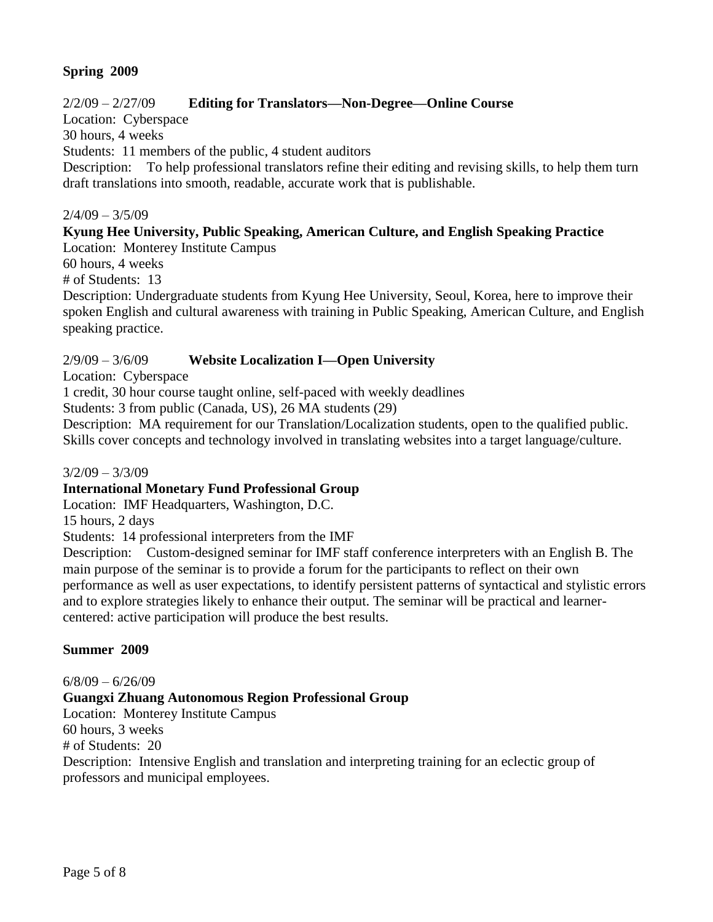**Spring 2009**

2/2/09 – 2/27/09 **Editing for Translators—Non-Degree—Online Course**
Location: Cyberspace
30 hours, 4 weeks
Students: 11 members of the public, 4 student auditors
Description: To help professional translators refine their editing and revising skills, to help them turn draft translations into smooth, readable, accurate work that is publishable.

2/4/09 – 3/5/09
**Kyung Hee University, Public Speaking, American Culture, and English Speaking Practice**
Location: Monterey Institute Campus
60 hours, 4 weeks
# of Students: 13
Description: Undergraduate students from Kyung Hee University, Seoul, Korea, here to improve their spoken English and cultural awareness with training in Public Speaking, American Culture, and English speaking practice.

2/9/09 – 3/6/09 **Website Localization I—Open University**
Location: Cyberspace
1 credit, 30 hour course taught online, self-paced with weekly deadlines
Students: 3 from public (Canada, US), 26 MA students (29)
Description: MA requirement for our Translation/Localization students, open to the qualified public. Skills cover concepts and technology involved in translating websites into a target language/culture.

3/2/09 – 3/3/09
**International Monetary Fund Professional Group**
Location: IMF Headquarters, Washington, D.C.
15 hours, 2 days
Students: 14 professional interpreters from the IMF
Description: Custom-designed seminar for IMF staff conference interpreters with an English B. The main purpose of the seminar is to provide a forum for the participants to reflect on their own performance as well as user expectations, to identify persistent patterns of syntactical and stylistic errors and to explore strategies likely to enhance their output. The seminar will be practical and learner-centered: active participation will produce the best results.

**Summer 2009**

6/8/09 – 6/26/09
**Guangxi Zhuang Autonomous Region Professional Group**
Location: Monterey Institute Campus
60 hours, 3 weeks
# of Students: 20
Description: Intensive English and translation and interpreting training for an eclectic group of professors and municipal employees.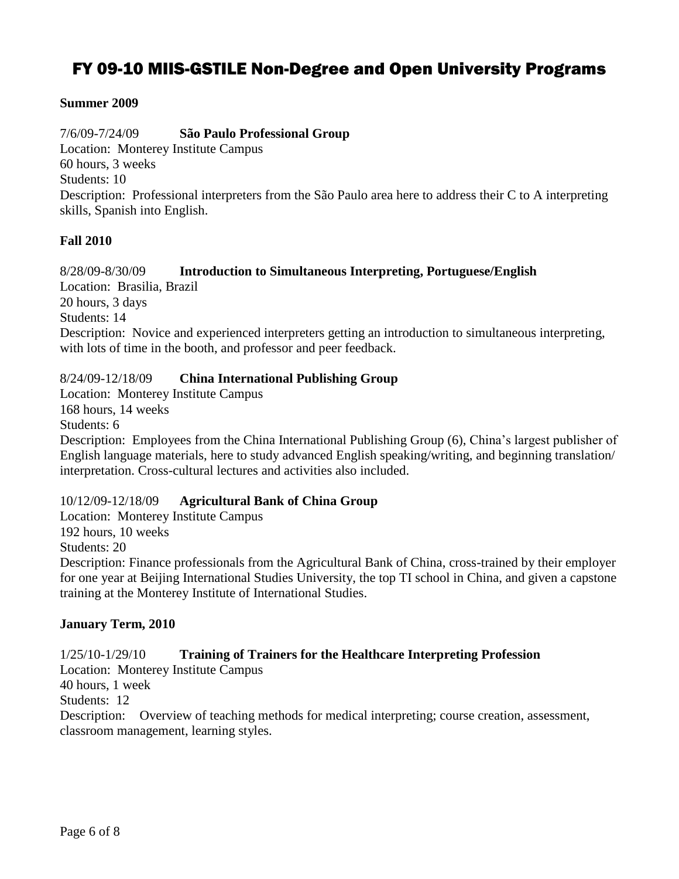# FY 09-10 MIIS-GSTILE Non-Degree and Open University Programs

**Summer 2009**

7/6/09-7/24/09 **São Paulo Professional Group**
Location: Monterey Institute Campus
60 hours, 3 weeks
Students: 10
Description: Professional interpreters from the São Paulo area here to address their C to A interpreting skills, Spanish into English.

**Fall 2010**

8/28/09-8/30/09 **Introduction to Simultaneous Interpreting, Portuguese/English**
Location: Brasilia, Brazil
20 hours, 3 days
Students: 14
Description: Novice and experienced interpreters getting an introduction to simultaneous interpreting, with lots of time in the booth, and professor and peer feedback.

8/24/09-12/18/09 **China International Publishing Group**
Location: Monterey Institute Campus
168 hours, 14 weeks
Students: 6
Description: Employees from the China International Publishing Group (6), China's largest publisher of English language materials, here to study advanced English speaking/writing, and beginning translation/ interpretation. Cross-cultural lectures and activities also included.

10/12/09-12/18/09 **Agricultural Bank of China Group**
Location: Monterey Institute Campus
192 hours, 10 weeks
Students: 20
Description: Finance professionals from the Agricultural Bank of China, cross-trained by their employer for one year at Beijing International Studies University, the top TI school in China, and given a capstone training at the Monterey Institute of International Studies.

**January Term, 2010**

1/25/10-1/29/10 **Training of Trainers for the Healthcare Interpreting Profession**
Location: Monterey Institute Campus
40 hours, 1 week
Students: 12
Description: Overview of teaching methods for medical interpreting; course creation, assessment, classroom management, learning styles.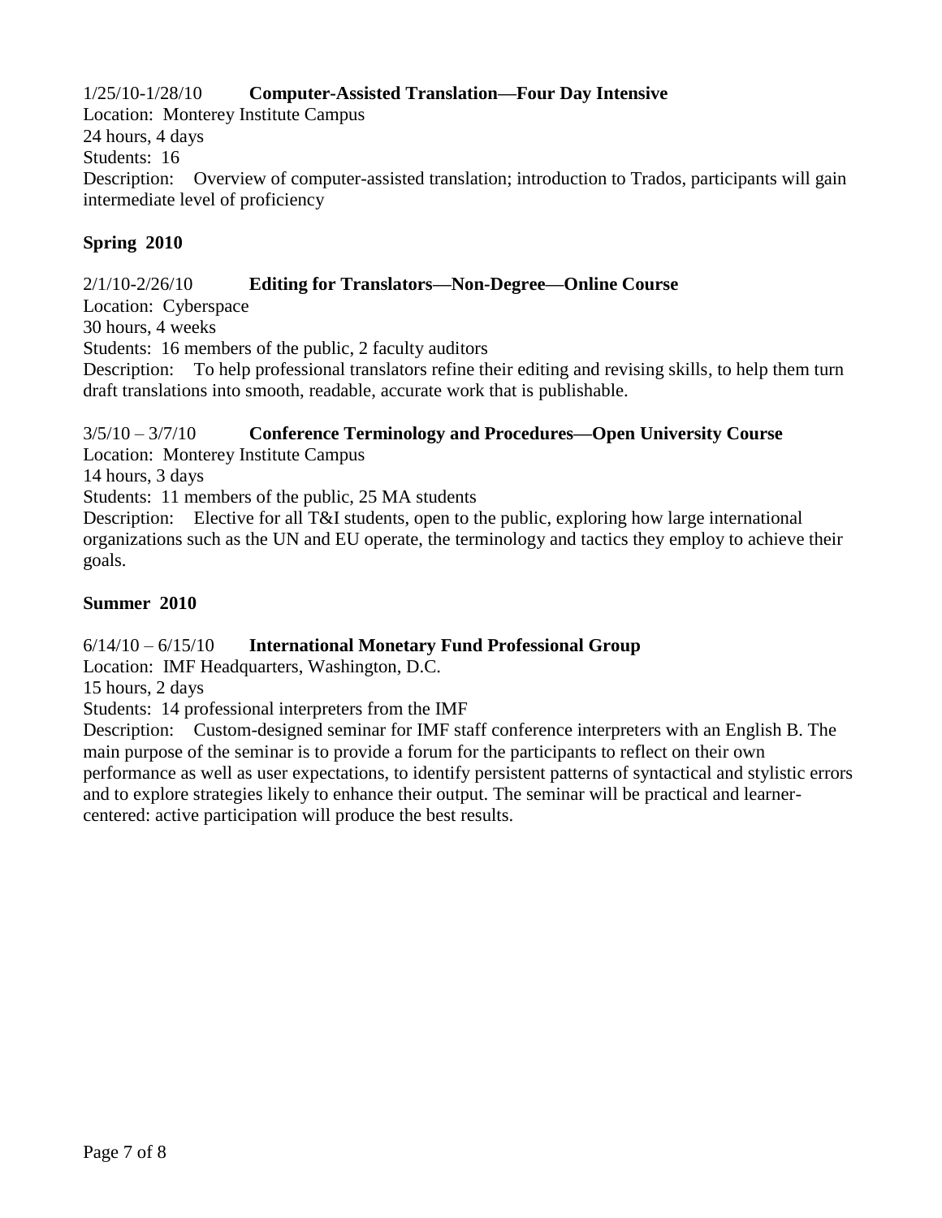1/25/10-1/28/10 **Computer-Assisted Translation—Four Day Intensive**
Location: Monterey Institute Campus
24 hours, 4 days
Students: 16
Description: Overview of computer-assisted translation; introduction to Trados, participants will gain intermediate level of proficiency

**Spring 2010**

2/1/10-2/26/10 **Editing for Translators—Non-Degree—Online Course**
Location: Cyberspace
30 hours, 4 weeks
Students: 16 members of the public, 2 faculty auditors
Description: To help professional translators refine their editing and revising skills, to help them turn draft translations into smooth, readable, accurate work that is publishable.

3/5/10 – 3/7/10 **Conference Terminology and Procedures—Open University Course**
Location: Monterey Institute Campus
14 hours, 3 days
Students: 11 members of the public, 25 MA students
Description: Elective for all T&I students, open to the public, exploring how large international organizations such as the UN and EU operate, the terminology and tactics they employ to achieve their goals.

**Summer 2010**

6/14/10 – 6/15/10 **International Monetary Fund Professional Group**
Location: IMF Headquarters, Washington, D.C.
15 hours, 2 days
Students: 14 professional interpreters from the IMF
Description: Custom-designed seminar for IMF staff conference interpreters with an English B. The main purpose of the seminar is to provide a forum for the participants to reflect on their own performance as well as user expectations, to identify persistent patterns of syntactical and stylistic errors and to explore strategies likely to enhance their output. The seminar will be practical and learner-centered: active participation will produce the best results.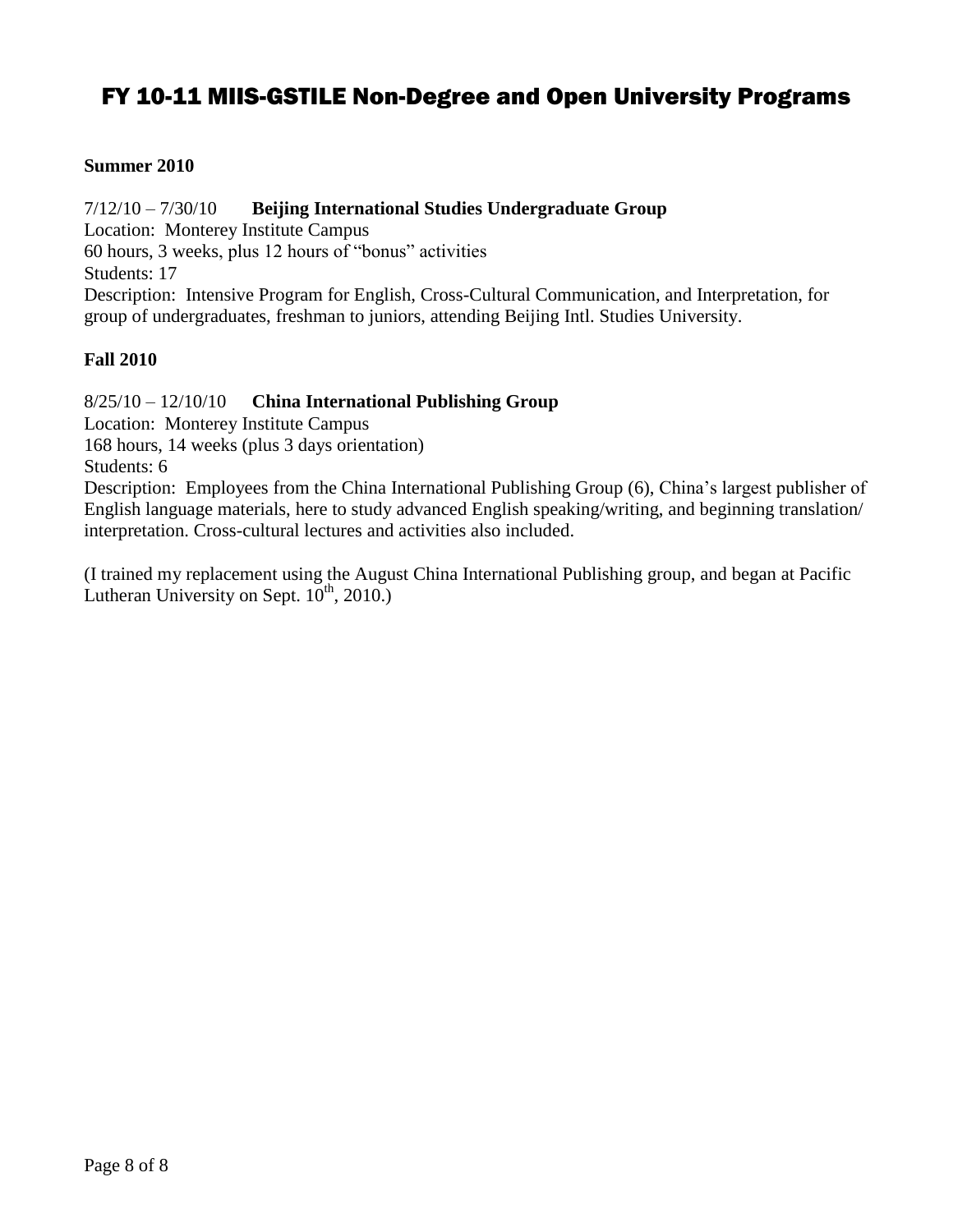# FY 10-11 MIIS-GSTILE Non-Degree and Open University Programs

**Summer 2010**

7/12/10 – 7/30/10 **Beijing International Studies Undergraduate Group**
Location: Monterey Institute Campus
60 hours, 3 weeks, plus 12 hours of "bonus" activities
Students: 17
Description: Intensive Program for English, Cross-Cultural Communication, and Interpretation, for group of undergraduates, freshman to juniors, attending Beijing Intl. Studies University.

**Fall 2010**

8/25/10 – 12/10/10 **China International Publishing Group**
Location: Monterey Institute Campus
168 hours, 14 weeks (plus 3 days orientation)
Students: 6
Description: Employees from the China International Publishing Group (6), China's largest publisher of English language materials, here to study advanced English speaking/writing, and beginning translation/ interpretation. Cross-cultural lectures and activities also included.

(I trained my replacement using the August China International Publishing group, and began at Pacific Lutheran University on Sept. 10th, 2010.)